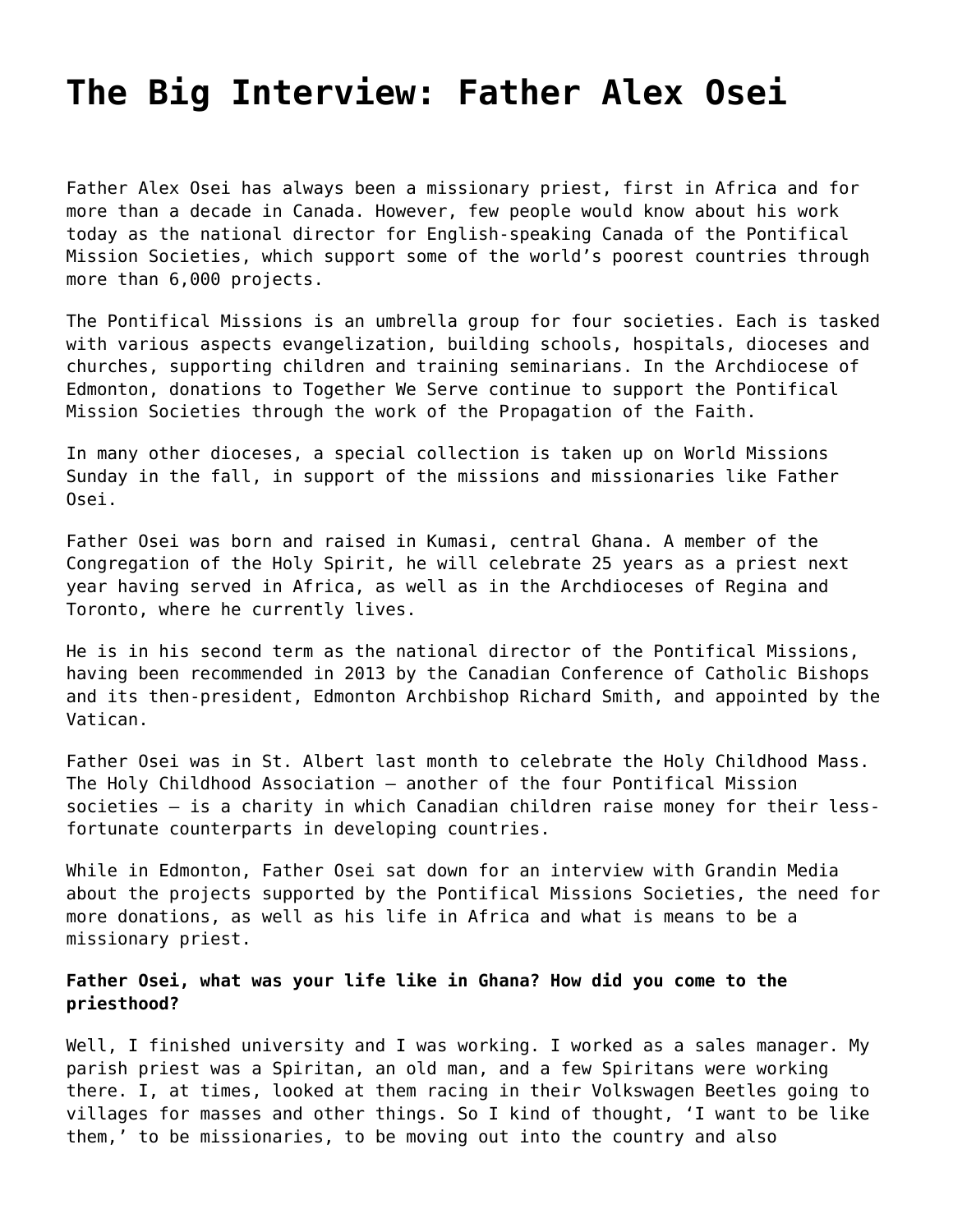# The Big Interview: Father Alex Osei

Father Alex Osei has always been a missionary priest, first in Africa and for more than a decade in Canada. However, few people would know about his work today as the national director for English-speaking Canada of the Pontifical Mission Societies, which support some of the world's poorest countries through more than 6,000 projects.

The Pontifical Missions is an umbrella group for four societies. Each is tasked with various aspects evangelization, building schools, hospitals, dioceses and churches, supporting children and training seminarians. In the Archdiocese of Edmonton, donations to Together We Serve continue to support the Pontifical Mission Societies through the work of the Propagation of the Faith.

In many other dioceses, a special collection is taken up on World Missions Sunday in the fall, in support of the missions and missionaries like Father Osei.

Father Osei was born and raised in Kumasi, central Ghana. A member of the Congregation of the Holy Spirit, he will celebrate 25 years as a priest next year having served in Africa, as well as in the Archdioceses of Regina and Toronto, where he currently lives.

He is in his second term as the national director of the Pontifical Missions, having been recommended in 2013 by the Canadian Conference of Catholic Bishops and its then-president, Edmonton Archbishop Richard Smith, and appointed by the Vatican.

Father Osei was in St. Albert last month to celebrate the Holy Childhood Mass. The Holy Childhood Association – another of the four Pontifical Mission societies – is a charity in which Canadian children raise money for their less-fortunate counterparts in developing countries.

While in Edmonton, Father Osei sat down for an interview with Grandin Media about the projects supported by the Pontifical Missions Societies, the need for more donations, as well as his life in Africa and what is means to be a missionary priest.

**Father Osei, what was your life like in Ghana? How did you come to the priesthood?**

Well, I finished university and I was working. I worked as a sales manager. My parish priest was a Spiritan, an old man, and a few Spiritans were working there. I, at times, looked at them racing in their Volkswagen Beetles going to villages for masses and other things. So I kind of thought, 'I want to be like them,' to be missionaries, to be moving out into the country and also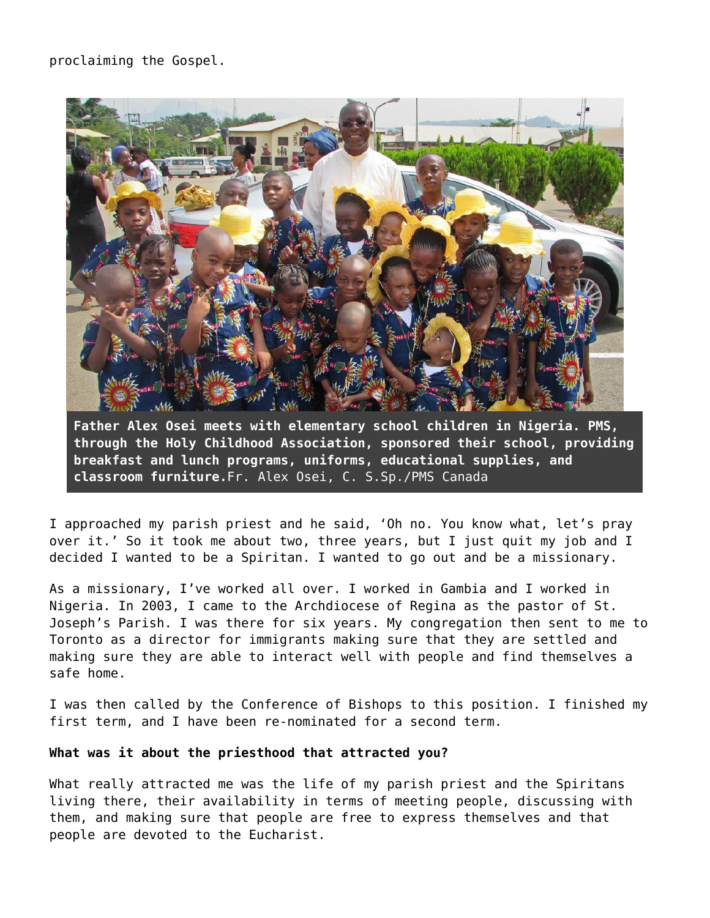proclaiming the Gospel.

**Father Alex Osei meets with elementary school children in Nigeria. PMS, through the Holy Childhood Association, sponsored their school, providing breakfast and lunch programs, uniforms, educational supplies, and classroom furniture.** Fr. Alex Osei, C. S.Sp./PMS Canada

I approached my parish priest and he said, 'Oh no. You know what, let's pray over it.' So it took me about two, three years, but I just quit my job and I decided I wanted to be a Spiritan. I wanted to go out and be a missionary.

As a missionary, I've worked all over. I worked in Gambia and I worked in Nigeria. In 2003, I came to the Archdiocese of Regina as the pastor of St. Joseph's Parish. I was there for six years. My congregation then sent to me to Toronto as a director for immigrants making sure that they are settled and making sure they are able to interact well with people and find themselves a safe home.

I was then called by the Conference of Bishops to this position. I finished my first term, and I have been re-nominated for a second term.

**What was it about the priesthood that attracted you?**

What really attracted me was the life of my parish priest and the Spiritans living there, their availability in terms of meeting people, discussing with them, and making sure that people are free to express themselves and that people are devoted to the Eucharist.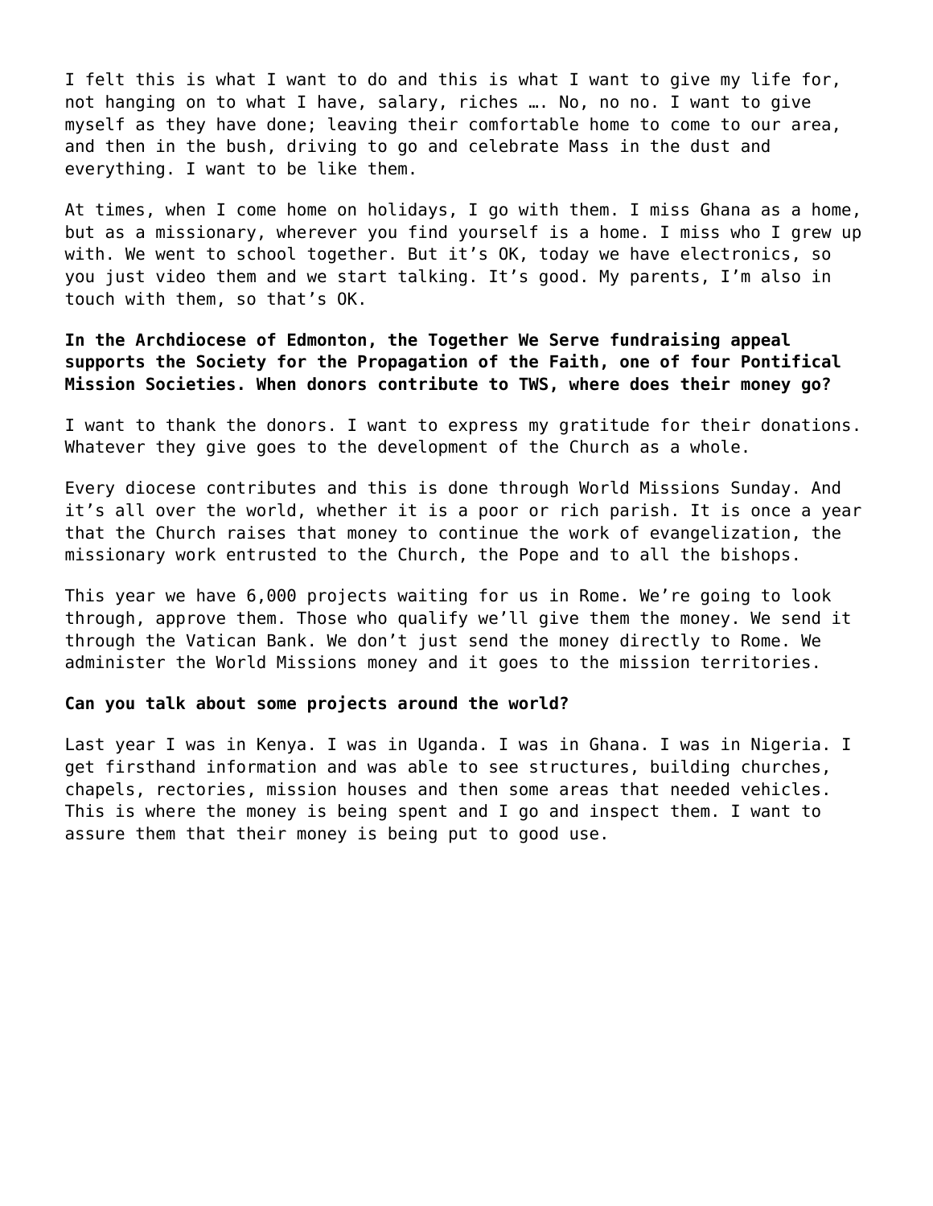I felt this is what I want to do and this is what I want to give my life for, not hanging on to what I have, salary, riches …. No, no no. I want to give myself as they have done; leaving their comfortable home to come to our area, and then in the bush, driving to go and celebrate Mass in the dust and everything. I want to be like them.

At times, when I come home on holidays, I go with them. I miss Ghana as a home, but as a missionary, wherever you find yourself is a home. I miss who I grew up with. We went to school together. But it's OK, today we have electronics, so you just video them and we start talking. It's good. My parents, I'm also in touch with them, so that's OK.

**In the Archdiocese of Edmonton, the Together We Serve fundraising appeal supports the Society for the Propagation of the Faith, one of four Pontifical Mission Societies. When donors contribute to TWS, where does their money go?**

I want to thank the donors. I want to express my gratitude for their donations. Whatever they give goes to the development of the Church as a whole.

Every diocese contributes and this is done through World Missions Sunday. And it's all over the world, whether it is a poor or rich parish. It is once a year that the Church raises that money to continue the work of evangelization, the missionary work entrusted to the Church, the Pope and to all the bishops.

This year we have 6,000 projects waiting for us in Rome. We're going to look through, approve them. Those who qualify we'll give them the money. We send it through the Vatican Bank. We don't just send the money directly to Rome. We administer the World Missions money and it goes to the mission territories.

**Can you talk about some projects around the world?**

Last year I was in Kenya. I was in Uganda. I was in Ghana. I was in Nigeria. I get firsthand information and was able to see structures, building churches, chapels, rectories, mission houses and then some areas that needed vehicles. This is where the money is being spent and I go and inspect them. I want to assure them that their money is being put to good use.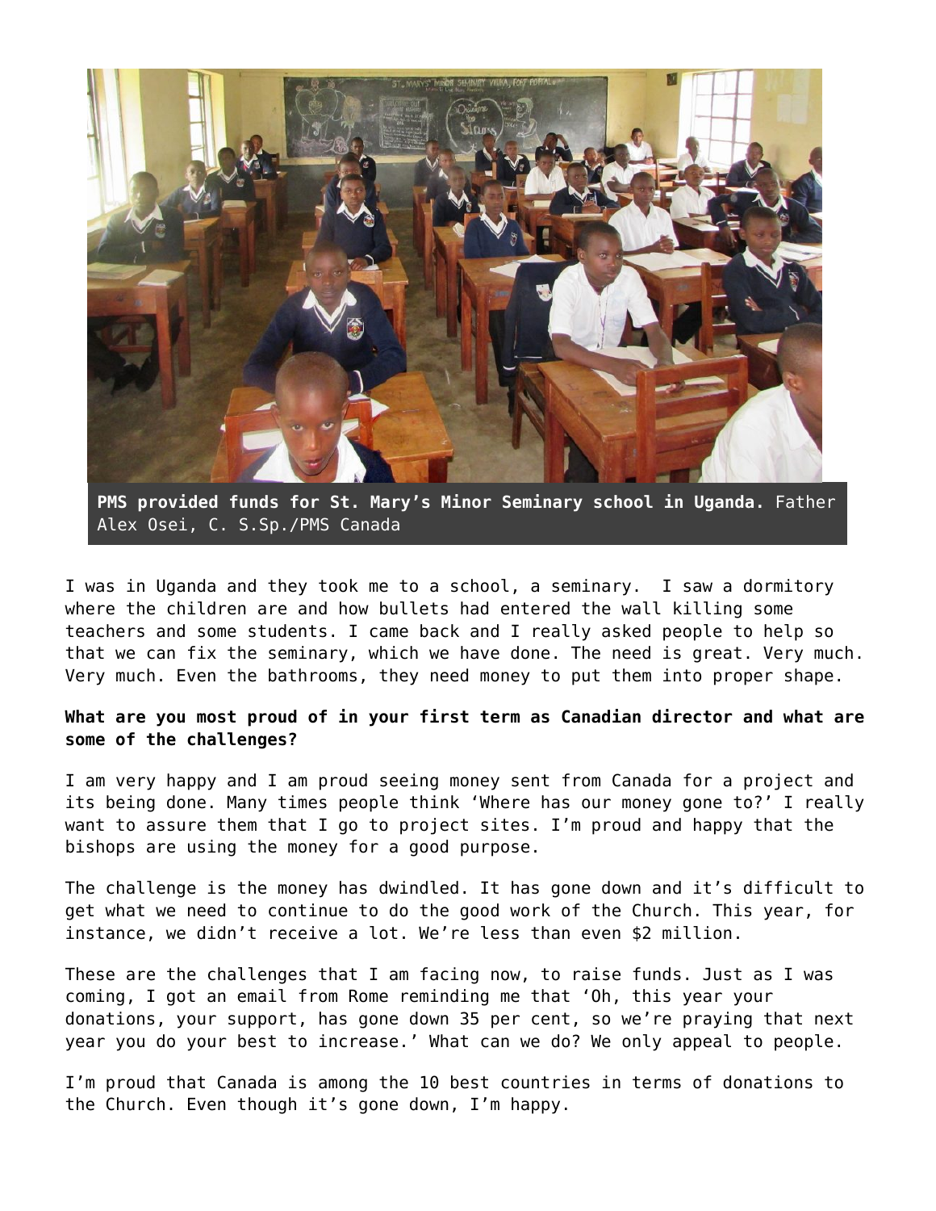**PMS provided funds for St. Mary's Minor Seminary school in Uganda.** Father Alex Osei, C. S.Sp./PMS Canada

I was in Uganda and they took me to a school, a seminary. I saw a dormitory where the children are and how bullets had entered the wall killing some teachers and some students. I came back and I really asked people to help so that we can fix the seminary, which we have done. The need is great. Very much. Very much. Even the bathrooms, they need money to put them into proper shape.

**What are you most proud of in your first term as Canadian director and what are some of the challenges?**

I am very happy and I am proud seeing money sent from Canada for a project and its being done. Many times people think 'Where has our money gone to?' I really want to assure them that I go to project sites. I'm proud and happy that the bishops are using the money for a good purpose.

The challenge is the money has dwindled. It has gone down and it's difficult to get what we need to continue to do the good work of the Church. This year, for instance, we didn't receive a lot. We're less than even $2 million.

These are the challenges that I am facing now, to raise funds. Just as I was coming, I got an email from Rome reminding me that 'Oh, this year your donations, your support, has gone down 35 per cent, so we're praying that next year you do your best to increase.' What can we do? We only appeal to people.

I'm proud that Canada is among the 10 best countries in terms of donations to the Church. Even though it's gone down, I'm happy.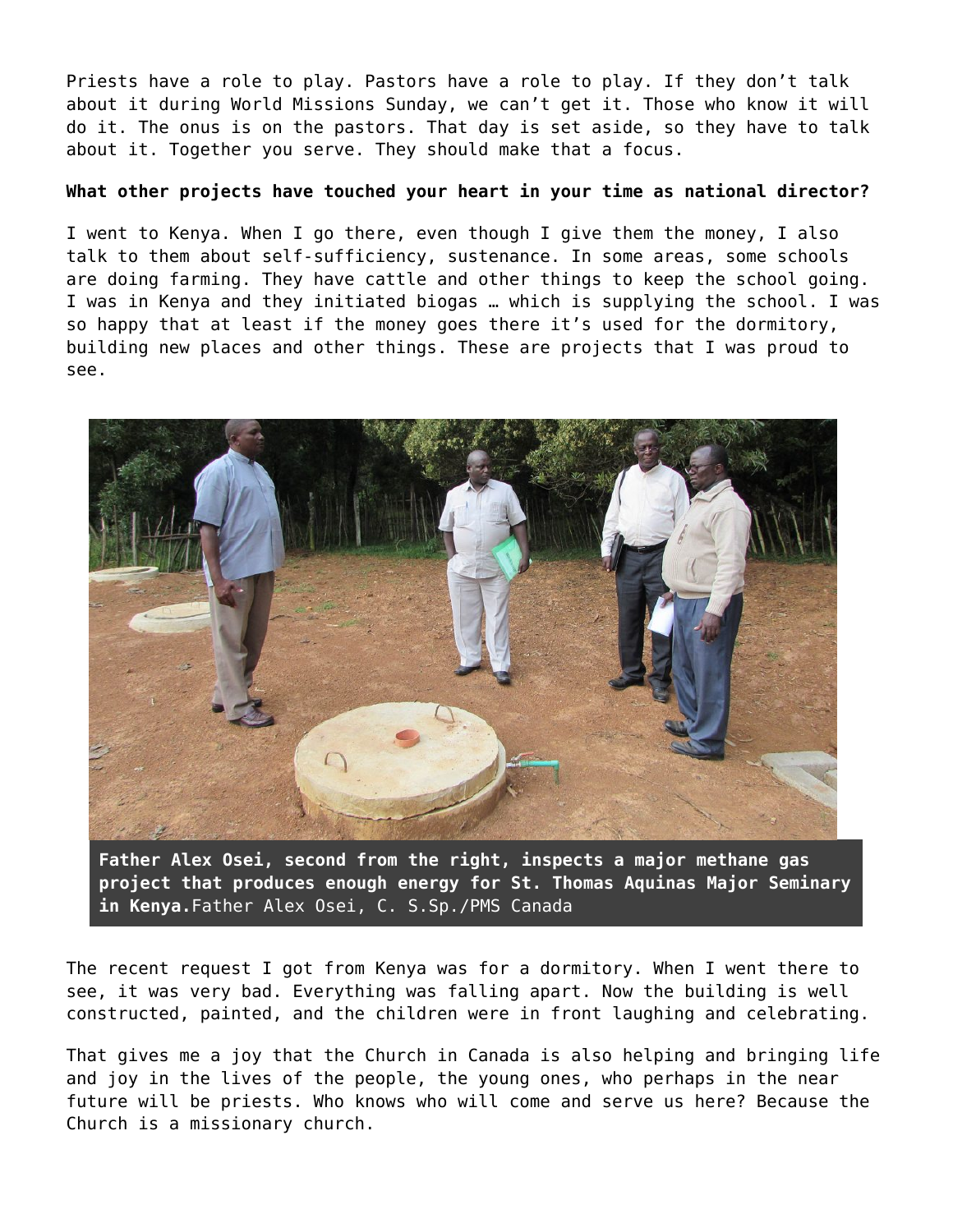Priests have a role to play. Pastors have a role to play. If they don't talk about it during World Missions Sunday, we can't get it. Those who know it will do it. The onus is on the pastors. That day is set aside, so they have to talk about it. Together you serve. They should make that a focus.

**What other projects have touched your heart in your time as national director?**

I went to Kenya. When I go there, even though I give them the money, I also talk to them about self-sufficiency, sustenance. In some areas, some schools are doing farming. They have cattle and other things to keep the school going. I was in Kenya and they initiated biogas … which is supplying the school. I was so happy that at least if the money goes there it's used for the dormitory, building new places and other things. These are projects that I was proud to see.

**Father Alex Osei, second from the right, inspects a major methane gas project that produces enough energy for St. Thomas Aquinas Major Seminary in Kenya.**Father Alex Osei, C. S.Sp./PMS Canada

The recent request I got from Kenya was for a dormitory. When I went there to see, it was very bad. Everything was falling apart. Now the building is well constructed, painted, and the children were in front laughing and celebrating.

That gives me a joy that the Church in Canada is also helping and bringing life and joy in the lives of the people, the young ones, who perhaps in the near future will be priests. Who knows who will come and serve us here? Because the Church is a missionary church.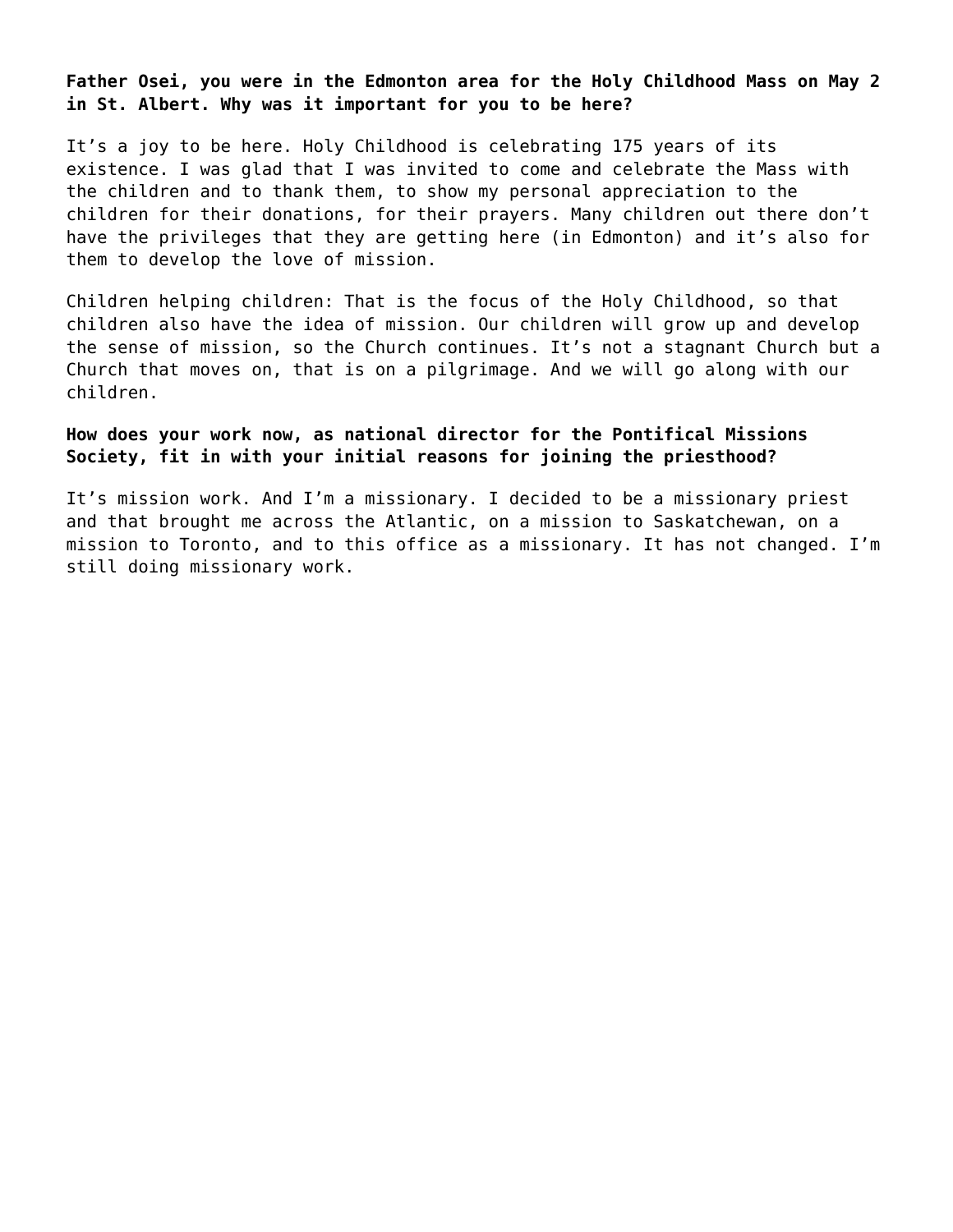**Father Osei, you were in the Edmonton area for the Holy Childhood Mass on May 2 in St. Albert. Why was it important for you to be here?**

It's a joy to be here. Holy Childhood is celebrating 175 years of its existence. I was glad that I was invited to come and celebrate the Mass with the children and to thank them, to show my personal appreciation to the children for their donations, for their prayers. Many children out there don't have the privileges that they are getting here (in Edmonton) and it's also for them to develop the love of mission.

Children helping children: That is the focus of the Holy Childhood, so that children also have the idea of mission. Our children will grow up and develop the sense of mission, so the Church continues. It's not a stagnant Church but a Church that moves on, that is on a pilgrimage. And we will go along with our children.

**How does your work now, as national director for the Pontifical Missions Society, fit in with your initial reasons for joining the priesthood?**

It's mission work. And I'm a missionary. I decided to be a missionary priest and that brought me across the Atlantic, on a mission to Saskatchewan, on a mission to Toronto, and to this office as a missionary. It has not changed. I'm still doing missionary work.